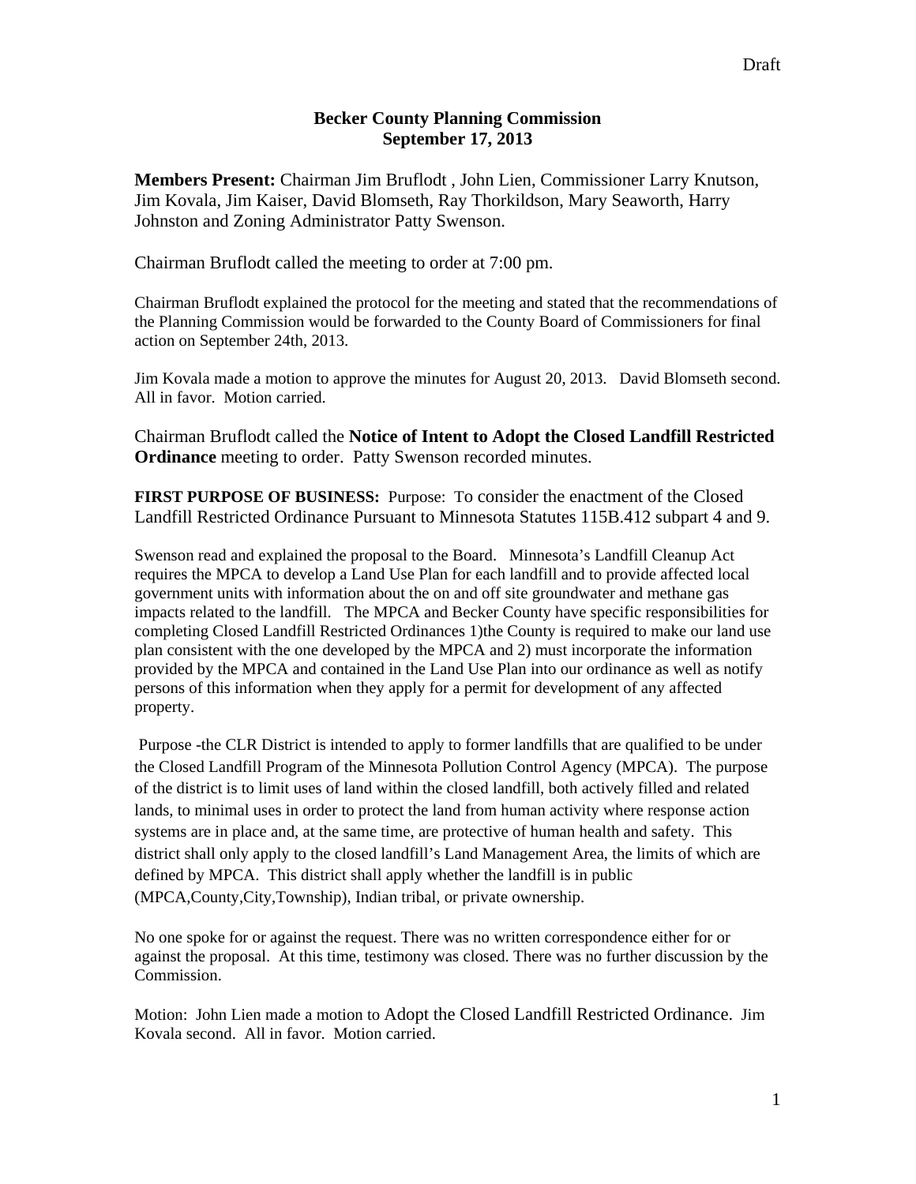Draft

**Becker County Planning Commission**
**September 17, 2013**

**Members Present:** Chairman Jim Bruflodt , John Lien, Commissioner Larry Knutson, Jim Kovala, Jim Kaiser, David Blomseth, Ray Thorkildson, Mary Seaworth, Harry Johnston and Zoning Administrator Patty Swenson.

Chairman Bruflodt called the meeting to order at 7:00 pm.

Chairman Bruflodt explained the protocol for the meeting and stated that the recommendations of the Planning Commission would be forwarded to the County Board of Commissioners for final action on September 24th, 2013.

Jim Kovala made a motion to approve the minutes for August 20, 2013. David Blomseth second. All in favor. Motion carried.

Chairman Bruflodt called the **Notice of Intent to Adopt the Closed Landfill Restricted Ordinance** meeting to order. Patty Swenson recorded minutes.

**FIRST PURPOSE OF BUSINESS:** Purpose: To consider the enactment of the Closed Landfill Restricted Ordinance Pursuant to Minnesota Statutes 115B.412 subpart 4 and 9.

Swenson read and explained the proposal to the Board. Minnesota's Landfill Cleanup Act requires the MPCA to develop a Land Use Plan for each landfill and to provide affected local government units with information about the on and off site groundwater and methane gas impacts related to the landfill. The MPCA and Becker County have specific responsibilities for completing Closed Landfill Restricted Ordinances 1)the County is required to make our land use plan consistent with the one developed by the MPCA and 2) must incorporate the information provided by the MPCA and contained in the Land Use Plan into our ordinance as well as notify persons of this information when they apply for a permit for development of any affected property.

Purpose -the CLR District is intended to apply to former landfills that are qualified to be under the Closed Landfill Program of the Minnesota Pollution Control Agency (MPCA). The purpose of the district is to limit uses of land within the closed landfill, both actively filled and related lands, to minimal uses in order to protect the land from human activity where response action systems are in place and, at the same time, are protective of human health and safety. This district shall only apply to the closed landfill's Land Management Area, the limits of which are defined by MPCA. This district shall apply whether the landfill is in public (MPCA,County,City,Township), Indian tribal, or private ownership.

No one spoke for or against the request. There was no written correspondence either for or against the proposal. At this time, testimony was closed. There was no further discussion by the Commission.

Motion: John Lien made a motion to Adopt the Closed Landfill Restricted Ordinance. Jim Kovala second. All in favor. Motion carried.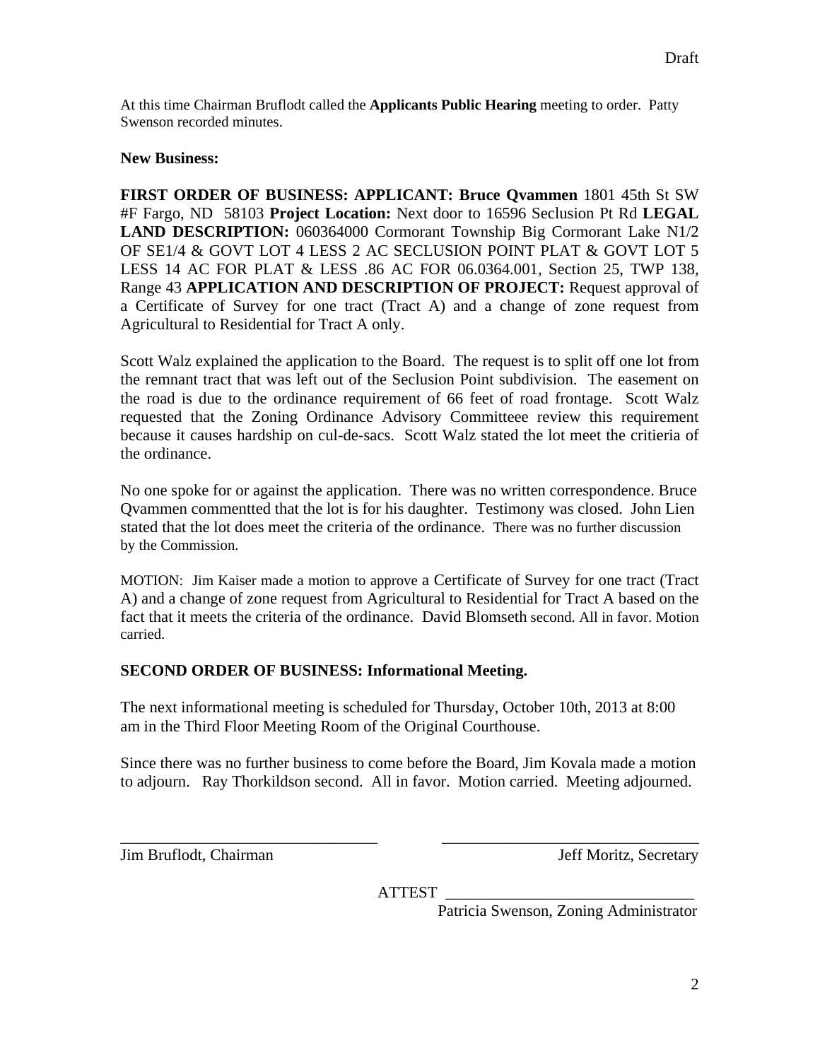Draft

At this time Chairman Bruflodt called the **Applicants Public Hearing** meeting to order. Patty Swenson recorded minutes.

**New Business:**

**FIRST ORDER OF BUSINESS: APPLICANT: Bruce Qvammen** 1801 45th St SW #F Fargo, ND 58103 **Project Location:** Next door to 16596 Seclusion Pt Rd **LEGAL LAND DESCRIPTION:** 060364000 Cormorant Township Big Cormorant Lake N1/2 OF SE1/4 & GOVT LOT 4 LESS 2 AC SECLUSION POINT PLAT & GOVT LOT 5 LESS 14 AC FOR PLAT & LESS .86 AC FOR 06.0364.001, Section 25, TWP 138, Range 43 **APPLICATION AND DESCRIPTION OF PROJECT:** Request approval of a Certificate of Survey for one tract (Tract A) and a change of zone request from Agricultural to Residential for Tract A only.

Scott Walz explained the application to the Board. The request is to split off one lot from the remnant tract that was left out of the Seclusion Point subdivision. The easement on the road is due to the ordinance requirement of 66 feet of road frontage. Scott Walz requested that the Zoning Ordinance Advisory Committeee review this requirement because it causes hardship on cul-de-sacs. Scott Walz stated the lot meet the critieria of the ordinance.

No one spoke for or against the application. There was no written correspondence. Bruce Qvammen commentted that the lot is for his daughter. Testimony was closed. John Lien stated that the lot does meet the criteria of the ordinance. There was no further discussion by the Commission.

MOTION: Jim Kaiser made a motion to approve a Certificate of Survey for one tract (Tract A) and a change of zone request from Agricultural to Residential for Tract A based on the fact that it meets the criteria of the ordinance. David Blomseth second. All in favor. Motion carried.

**SECOND ORDER OF BUSINESS: Informational Meeting.**

The next informational meeting is scheduled for Thursday, October 10th, 2013 at 8:00 am in the Third Floor Meeting Room of the Original Courthouse.

Since there was no further business to come before the Board, Jim Kovala made a motion to adjourn. Ray Thorkildson second. All in favor. Motion carried. Meeting adjourned.

\_\_\_\_\_\_\_\_\_\_\_\_\_\_\_\_\_\_\_\_\_\_\_\_\_\_\_\_\_\_\_\_ \_\_\_\_\_\_\_\_\_\_\_\_\_\_\_\_\_\_\_\_\_\_\_\_\_\_\_\_\_\_\_\_

Jim Bruflodt, Chairman Jeff Moritz, Secretary

ATTEST \_\_\_\_\_\_\_\_\_\_\_\_\_\_\_\_\_\_\_\_\_\_\_\_\_\_\_\_\_\_\_\_

Patricia Swenson, Zoning Administrator